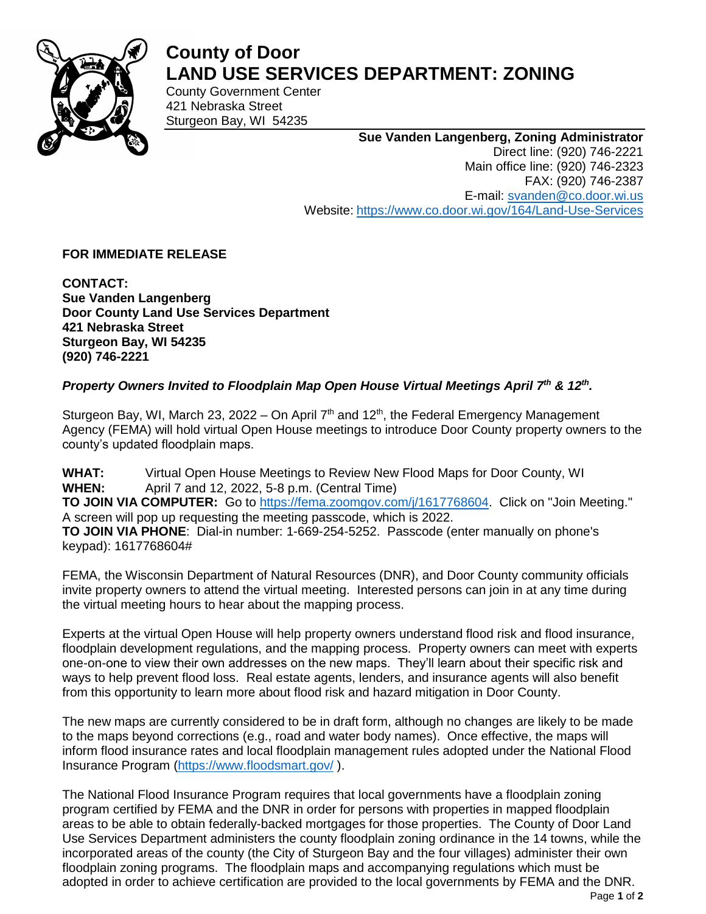# County of Door
# LAND USE SERVICES DEPARTMENT: ZONING

County Government Center
421 Nebraska Street
Sturgeon Bay, WI 54235

**Sue Vanden Langenberg, Zoning Administrator**
Direct line: (920) 746-2221
Main office line: (920) 746-2323
FAX: (920) 746-2387
E-mail: svanden@co.door.wi.us
Website: https://www.co.door.wi.gov/164/Land-Use-Services

**FOR IMMEDIATE RELEASE**

**CONTACT:**
**Sue Vanden Langenberg**
**Door County Land Use Services Department**
**421 Nebraska Street**
**Sturgeon Bay, WI 54235**
**(920) 746-2221**

***Property Owners Invited to Floodplain Map Open House Virtual Meetings April 7th & 12th.***

Sturgeon Bay, WI, March 23, 2022 – On April 7th and 12th, the Federal Emergency Management Agency (FEMA) will hold virtual Open House meetings to introduce Door County property owners to the county's updated floodplain maps.

**WHAT:** Virtual Open House Meetings to Review New Flood Maps for Door County, WI
**WHEN:** April 7 and 12, 2022, 5-8 p.m. (Central Time)
**TO JOIN VIA COMPUTER:** Go to https://fema.zoomgov.com/j/1617768604. Click on "Join Meeting." A screen will pop up requesting the meeting passcode, which is 2022.
**TO JOIN VIA PHONE**: Dial-in number: 1-669-254-5252. Passcode (enter manually on phone's keypad): 1617768604#

FEMA, the Wisconsin Department of Natural Resources (DNR), and Door County community officials invite property owners to attend the virtual meeting. Interested persons can join in at any time during the virtual meeting hours to hear about the mapping process.

Experts at the virtual Open House will help property owners understand flood risk and flood insurance, floodplain development regulations, and the mapping process. Property owners can meet with experts one-on-one to view their own addresses on the new maps. They'll learn about their specific risk and ways to help prevent flood loss. Real estate agents, lenders, and insurance agents will also benefit from this opportunity to learn more about flood risk and hazard mitigation in Door County.

The new maps are currently considered to be in draft form, although no changes are likely to be made to the maps beyond corrections (e.g., road and water body names). Once effective, the maps will inform flood insurance rates and local floodplain management rules adopted under the National Flood Insurance Program (https://www.floodsmart.gov/ ).

The National Flood Insurance Program requires that local governments have a floodplain zoning program certified by FEMA and the DNR in order for persons with properties in mapped floodplain areas to be able to obtain federally-backed mortgages for those properties. The County of Door Land Use Services Department administers the county floodplain zoning ordinance in the 14 towns, while the incorporated areas of the county (the City of Sturgeon Bay and the four villages) administer their own floodplain zoning programs. The floodplain maps and accompanying regulations which must be adopted in order to achieve certification are provided to the local governments by FEMA and the DNR.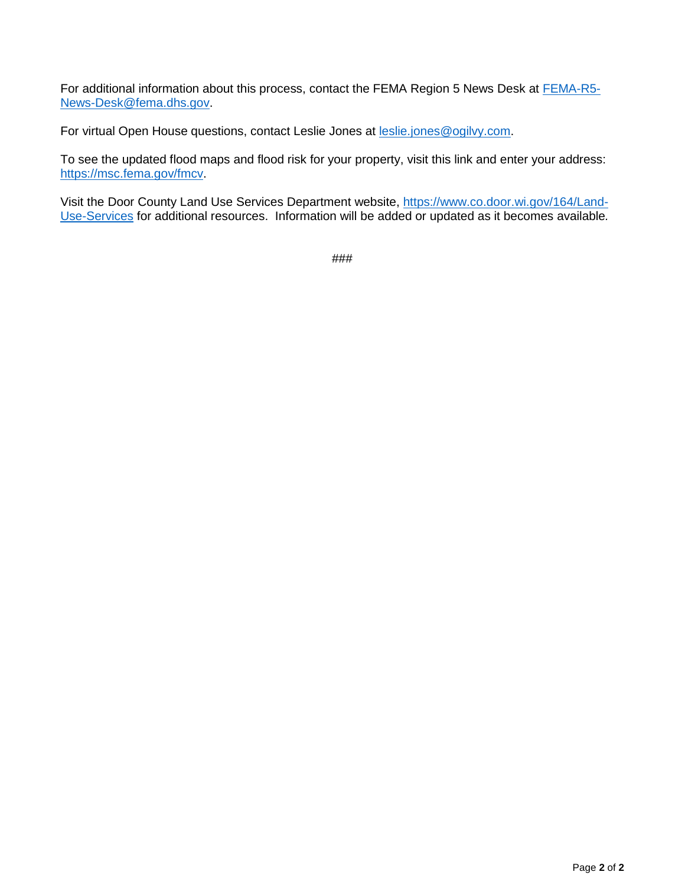For additional information about this process, contact the FEMA Region 5 News Desk at FEMA-R5-News-Desk@fema.dhs.gov.

For virtual Open House questions, contact Leslie Jones at leslie.jones@ogilvy.com.

To see the updated flood maps and flood risk for your property, visit this link and enter your address: https://msc.fema.gov/fmcv.

Visit the Door County Land Use Services Department website, https://www.co.door.wi.gov/164/Land-Use-Services for additional resources. Information will be added or updated as it becomes available.

###